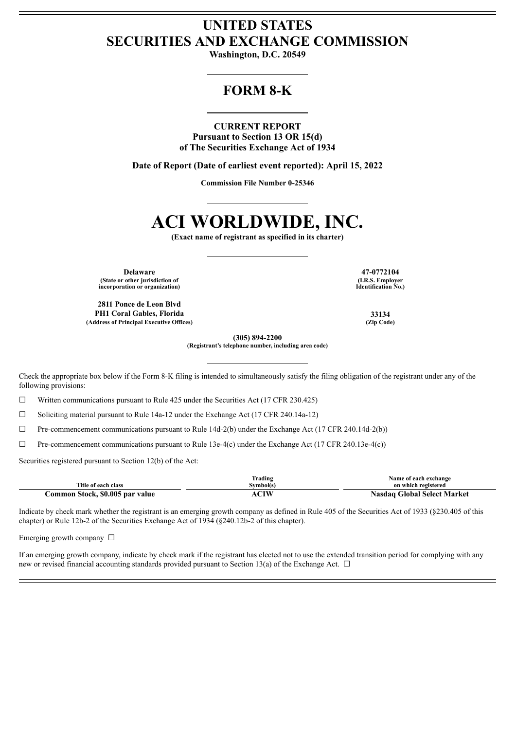# UNITED STATES
# SECURITIES AND EXCHANGE COMMISSION

**Washington, D.C. 20549**

## FORM 8-K

**CURRENT REPORT**
**Pursuant to Section 13 OR 15(d)**
**of The Securities Exchange Act of 1934**

**Date of Report (Date of earliest event reported): April 15, 2022**

**Commission File Number 0-25346**

# ACI WORLDWIDE, INC.

**(Exact name of registrant as specified in its charter)**

| | |
|---|---|
| **Delaware** | **47-0772104** |
| **(State or other jurisdiction of incorporation or organization)** | **(I.R.S. Employer Identification No.)** |
| **2811 Ponce de Leon Blvd PH1 Coral Gables, Florida** | **33134** |
| **(Address of Principal Executive Offices)** | **(Zip Code)** |

**(305) 894-2200**
**(Registrant's telephone number, including area code)**

Check the appropriate box below if the Form 8-K filing is intended to simultaneously satisfy the filing obligation of the registrant under any of the following provisions:

☐ Written communications pursuant to Rule 425 under the Securities Act (17 CFR 230.425)

☐ Soliciting material pursuant to Rule 14a-12 under the Exchange Act (17 CFR 240.14a-12)

☐ Pre-commencement communications pursuant to Rule 14d-2(b) under the Exchange Act (17 CFR 240.14d-2(b))

☐ Pre-commencement communications pursuant to Rule 13e-4(c) under the Exchange Act (17 CFR 240.13e-4(c))

Securities registered pursuant to Section 12(b) of the Act:

| Title of each class | Trading Symbol(s) | Name of each exchange on which registered |
|---|---|---|
| **Common Stock, $0.005 par value** | **ACIW** | **Nasdaq Global Select Market** |

Indicate by check mark whether the registrant is an emerging growth company as defined in Rule 405 of the Securities Act of 1933 (§230.405 of this chapter) or Rule 12b-2 of the Securities Exchange Act of 1934 (§240.12b-2 of this chapter).

Emerging growth company ☐

If an emerging growth company, indicate by check mark if the registrant has elected not to use the extended transition period for complying with any new or revised financial accounting standards provided pursuant to Section 13(a) of the Exchange Act. ☐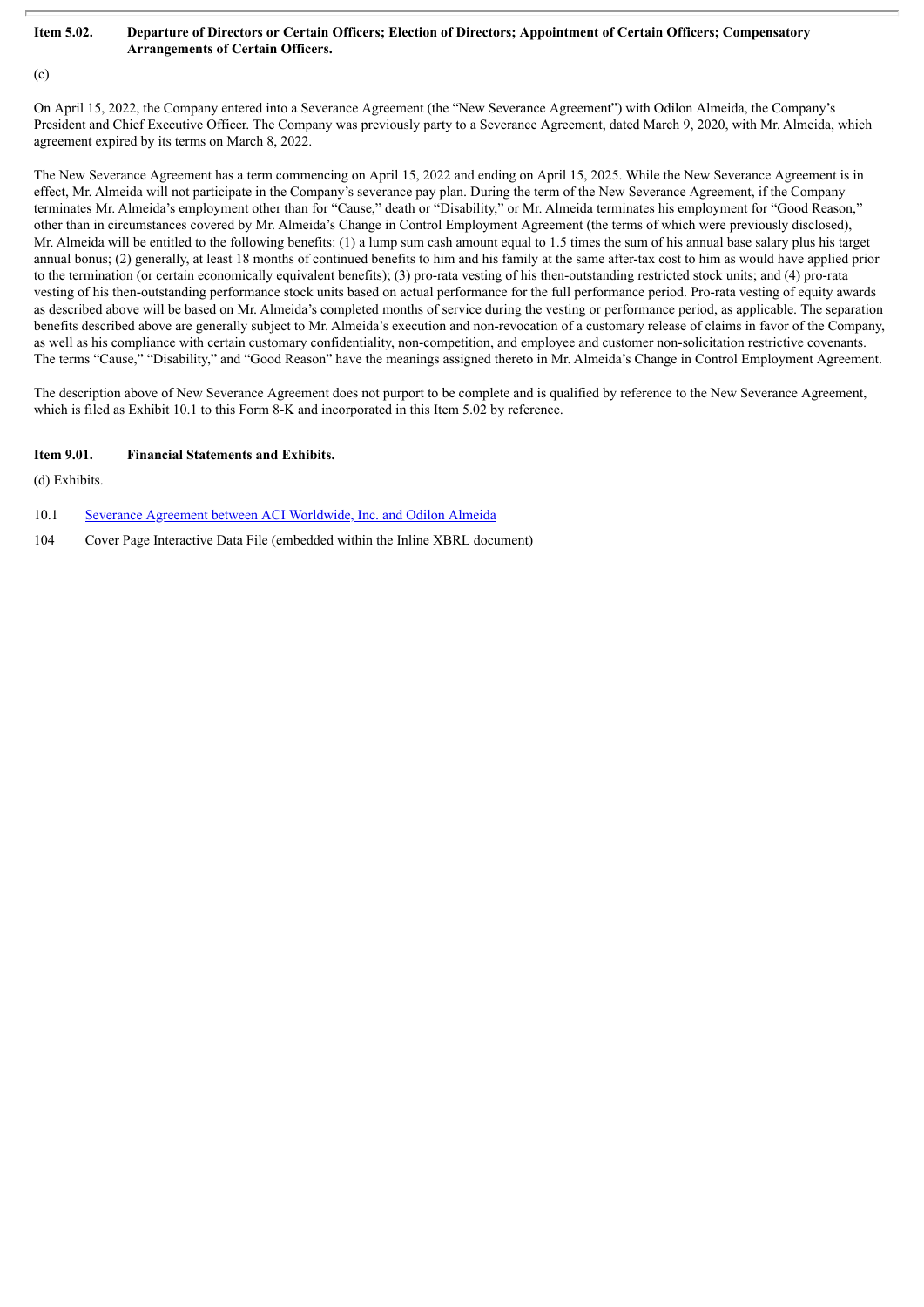**Item 5.02. Departure of Directors or Certain Officers; Election of Directors; Appointment of Certain Officers; Compensatory Arrangements of Certain Officers.**

(c)

On April 15, 2022, the Company entered into a Severance Agreement (the "New Severance Agreement") with Odilon Almeida, the Company's President and Chief Executive Officer. The Company was previously party to a Severance Agreement, dated March 9, 2020, with Mr. Almeida, which agreement expired by its terms on March 8, 2022.

The New Severance Agreement has a term commencing on April 15, 2022 and ending on April 15, 2025. While the New Severance Agreement is in effect, Mr. Almeida will not participate in the Company's severance pay plan. During the term of the New Severance Agreement, if the Company terminates Mr. Almeida's employment other than for "Cause," death or "Disability," or Mr. Almeida terminates his employment for "Good Reason," other than in circumstances covered by Mr. Almeida's Change in Control Employment Agreement (the terms of which were previously disclosed), Mr. Almeida will be entitled to the following benefits: (1) a lump sum cash amount equal to 1.5 times the sum of his annual base salary plus his target annual bonus; (2) generally, at least 18 months of continued benefits to him and his family at the same after-tax cost to him as would have applied prior to the termination (or certain economically equivalent benefits); (3) pro-rata vesting of his then-outstanding restricted stock units; and (4) pro-rata vesting of his then-outstanding performance stock units based on actual performance for the full performance period. Pro-rata vesting of equity awards as described above will be based on Mr. Almeida's completed months of service during the vesting or performance period, as applicable. The separation benefits described above are generally subject to Mr. Almeida's execution and non-revocation of a customary release of claims in favor of the Company, as well as his compliance with certain customary confidentiality, non-competition, and employee and customer non-solicitation restrictive covenants. The terms "Cause," "Disability," and "Good Reason" have the meanings assigned thereto in Mr. Almeida's Change in Control Employment Agreement.

The description above of New Severance Agreement does not purport to be complete and is qualified by reference to the New Severance Agreement, which is filed as Exhibit 10.1 to this Form 8-K and incorporated in this Item 5.02 by reference.

**Item 9.01. Financial Statements and Exhibits.**

(d) Exhibits.

10.1 Severance Agreement between ACI Worldwide, Inc. and Odilon Almeida

104 Cover Page Interactive Data File (embedded within the Inline XBRL document)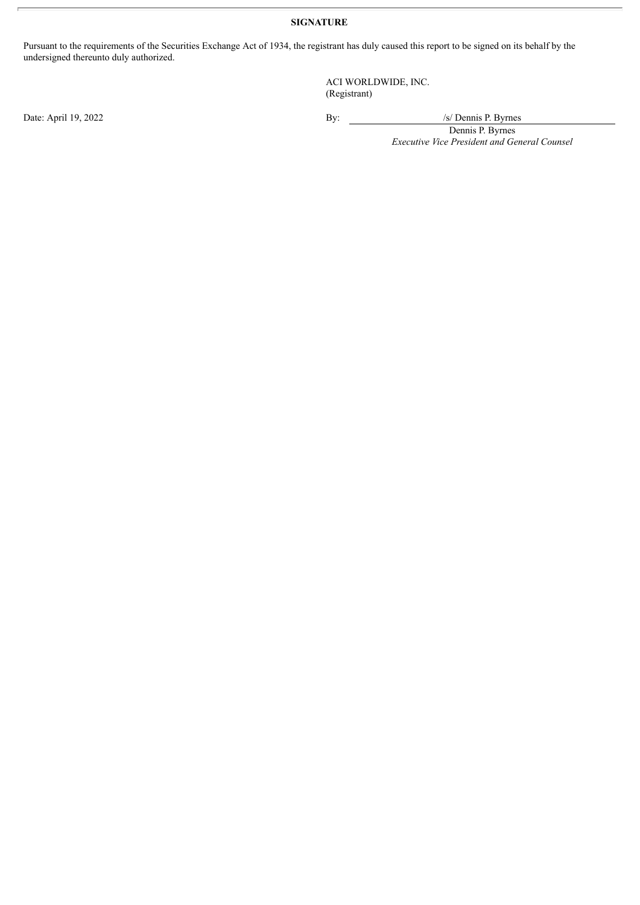**SIGNATURE**

Pursuant to the requirements of the Securities Exchange Act of 1934, the registrant has duly caused this report to be signed on its behalf by the undersigned thereunto duly authorized.

ACI WORLDWIDE, INC.
(Registrant)

Date: April 19, 2022

By: /s/ Dennis P. Byrnes

Dennis P. Byrnes
*Executive Vice President and General Counsel*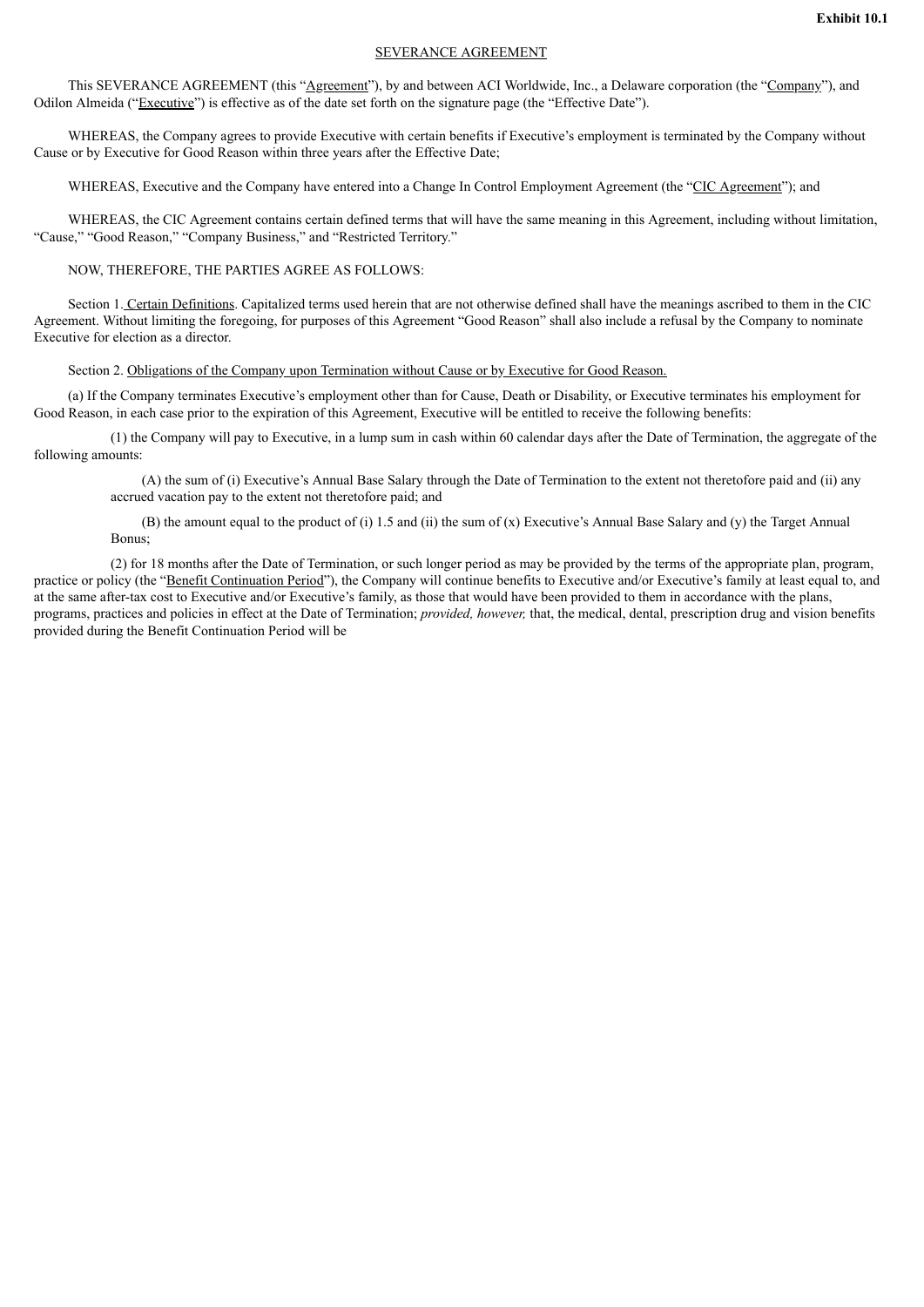**Exhibit 10.1**

SEVERANCE AGREEMENT

This SEVERANCE AGREEMENT (this "Agreement"), by and between ACI Worldwide, Inc., a Delaware corporation (the "Company"), and Odilon Almeida ("Executive") is effective as of the date set forth on the signature page (the "Effective Date").

WHEREAS, the Company agrees to provide Executive with certain benefits if Executive's employment is terminated by the Company without Cause or by Executive for Good Reason within three years after the Effective Date;

WHEREAS, Executive and the Company have entered into a Change In Control Employment Agreement (the "CIC Agreement"); and

WHEREAS, the CIC Agreement contains certain defined terms that will have the same meaning in this Agreement, including without limitation, "Cause," "Good Reason," "Company Business," and "Restricted Territory."

NOW, THEREFORE, THE PARTIES AGREE AS FOLLOWS:

Section 1. Certain Definitions. Capitalized terms used herein that are not otherwise defined shall have the meanings ascribed to them in the CIC Agreement. Without limiting the foregoing, for purposes of this Agreement "Good Reason" shall also include a refusal by the Company to nominate Executive for election as a director.

Section 2. Obligations of the Company upon Termination without Cause or by Executive for Good Reason.

(a) If the Company terminates Executive's employment other than for Cause, Death or Disability, or Executive terminates his employment for Good Reason, in each case prior to the expiration of this Agreement, Executive will be entitled to receive the following benefits:

(1) the Company will pay to Executive, in a lump sum in cash within 60 calendar days after the Date of Termination, the aggregate of the following amounts:

(A) the sum of (i) Executive's Annual Base Salary through the Date of Termination to the extent not theretofore paid and (ii) any accrued vacation pay to the extent not theretofore paid; and

(B) the amount equal to the product of (i) 1.5 and (ii) the sum of (x) Executive's Annual Base Salary and (y) the Target Annual Bonus;

(2) for 18 months after the Date of Termination, or such longer period as may be provided by the terms of the appropriate plan, program, practice or policy (the "Benefit Continuation Period"), the Company will continue benefits to Executive and/or Executive's family at least equal to, and at the same after-tax cost to Executive and/or Executive's family, as those that would have been provided to them in accordance with the plans, programs, practices and policies in effect at the Date of Termination; *provided, however,* that, the medical, dental, prescription drug and vision benefits provided during the Benefit Continuation Period will be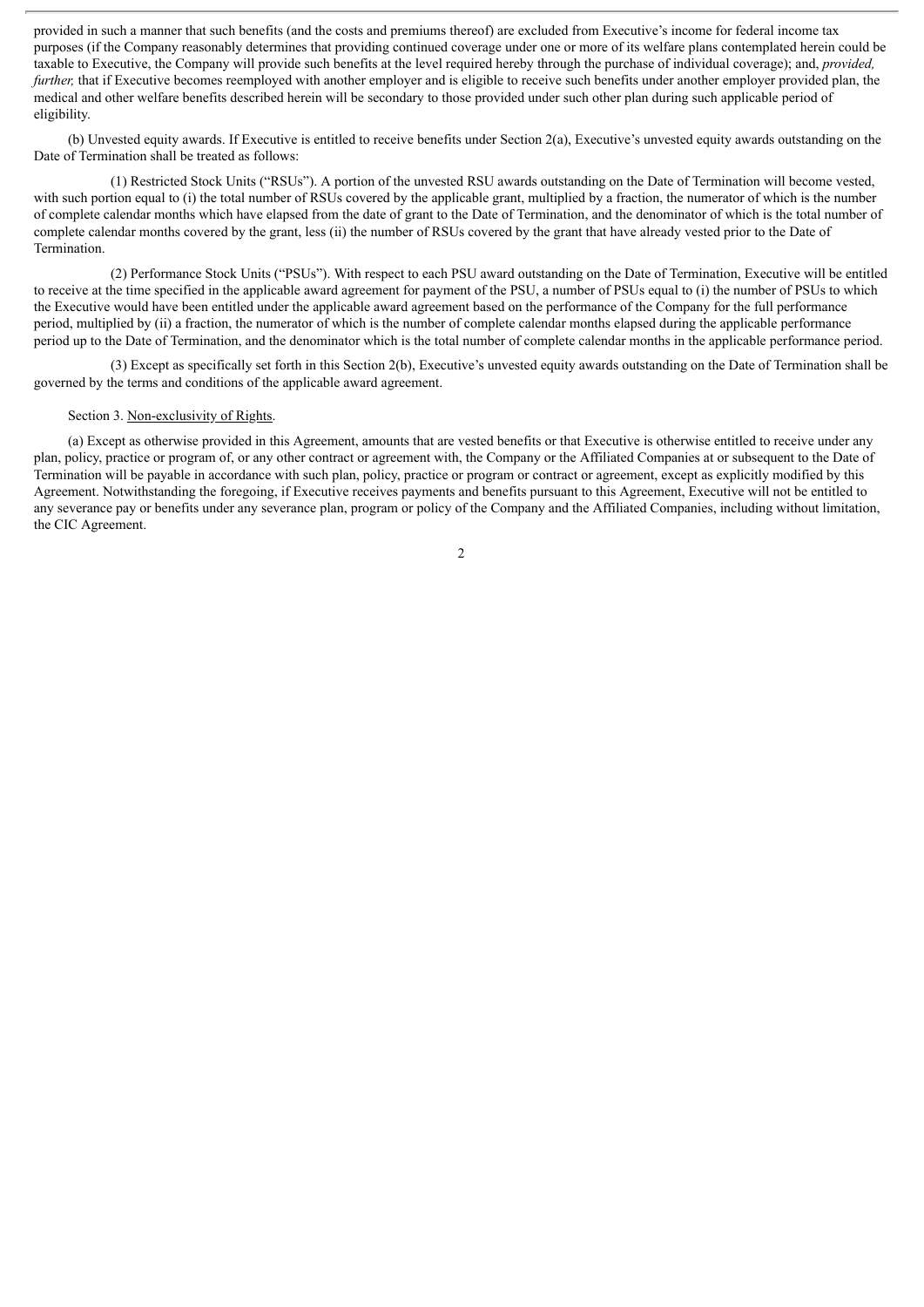provided in such a manner that such benefits (and the costs and premiums thereof) are excluded from Executive's income for federal income tax purposes (if the Company reasonably determines that providing continued coverage under one or more of its welfare plans contemplated herein could be taxable to Executive, the Company will provide such benefits at the level required hereby through the purchase of individual coverage); and, *provided, further,* that if Executive becomes reemployed with another employer and is eligible to receive such benefits under another employer provided plan, the medical and other welfare benefits described herein will be secondary to those provided under such other plan during such applicable period of eligibility.

(b) Unvested equity awards. If Executive is entitled to receive benefits under Section 2(a), Executive's unvested equity awards outstanding on the Date of Termination shall be treated as follows:

(1) Restricted Stock Units ("RSUs"). A portion of the unvested RSU awards outstanding on the Date of Termination will become vested, with such portion equal to (i) the total number of RSUs covered by the applicable grant, multiplied by a fraction, the numerator of which is the number of complete calendar months which have elapsed from the date of grant to the Date of Termination, and the denominator of which is the total number of complete calendar months covered by the grant, less (ii) the number of RSUs covered by the grant that have already vested prior to the Date of Termination.

(2) Performance Stock Units ("PSUs"). With respect to each PSU award outstanding on the Date of Termination, Executive will be entitled to receive at the time specified in the applicable award agreement for payment of the PSU, a number of PSUs equal to (i) the number of PSUs to which the Executive would have been entitled under the applicable award agreement based on the performance of the Company for the full performance period, multiplied by (ii) a fraction, the numerator of which is the number of complete calendar months elapsed during the applicable performance period up to the Date of Termination, and the denominator which is the total number of complete calendar months in the applicable performance period.

(3) Except as specifically set forth in this Section 2(b), Executive's unvested equity awards outstanding on the Date of Termination shall be governed by the terms and conditions of the applicable award agreement.

Section 3. Non-exclusivity of Rights.

(a) Except as otherwise provided in this Agreement, amounts that are vested benefits or that Executive is otherwise entitled to receive under any plan, policy, practice or program of, or any other contract or agreement with, the Company or the Affiliated Companies at or subsequent to the Date of Termination will be payable in accordance with such plan, policy, practice or program or contract or agreement, except as explicitly modified by this Agreement. Notwithstanding the foregoing, if Executive receives payments and benefits pursuant to this Agreement, Executive will not be entitled to any severance pay or benefits under any severance plan, program or policy of the Company and the Affiliated Companies, including without limitation, the CIC Agreement.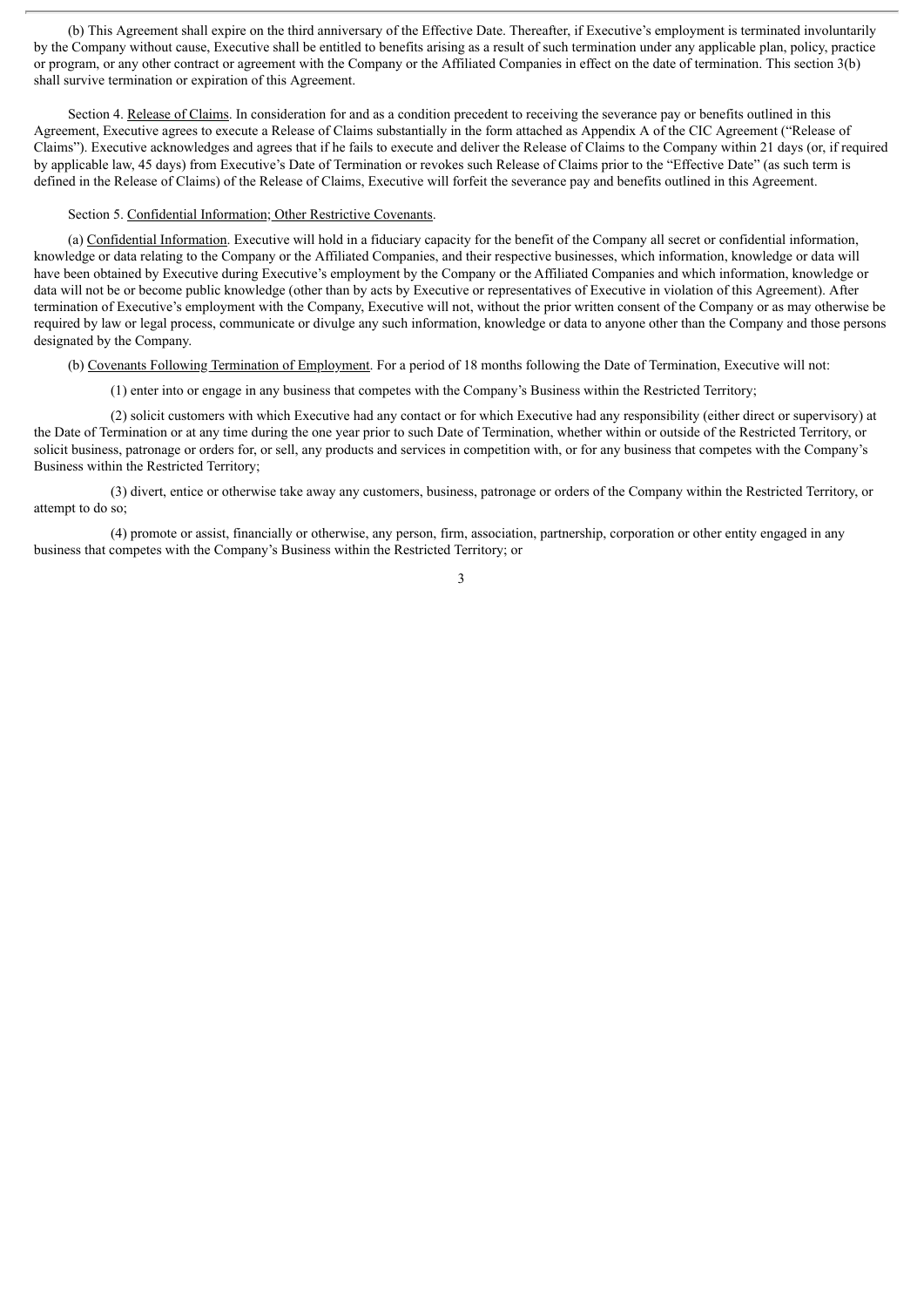(b) This Agreement shall expire on the third anniversary of the Effective Date. Thereafter, if Executive's employment is terminated involuntarily by the Company without cause, Executive shall be entitled to benefits arising as a result of such termination under any applicable plan, policy, practice or program, or any other contract or agreement with the Company or the Affiliated Companies in effect on the date of termination. This section 3(b) shall survive termination or expiration of this Agreement.

Section 4. Release of Claims. In consideration for and as a condition precedent to receiving the severance pay or benefits outlined in this Agreement, Executive agrees to execute a Release of Claims substantially in the form attached as Appendix A of the CIC Agreement ("Release of Claims"). Executive acknowledges and agrees that if he fails to execute and deliver the Release of Claims to the Company within 21 days (or, if required by applicable law, 45 days) from Executive's Date of Termination or revokes such Release of Claims prior to the "Effective Date" (as such term is defined in the Release of Claims) of the Release of Claims, Executive will forfeit the severance pay and benefits outlined in this Agreement.

Section 5. Confidential Information; Other Restrictive Covenants.

(a) Confidential Information. Executive will hold in a fiduciary capacity for the benefit of the Company all secret or confidential information, knowledge or data relating to the Company or the Affiliated Companies, and their respective businesses, which information, knowledge or data will have been obtained by Executive during Executive's employment by the Company or the Affiliated Companies and which information, knowledge or data will not be or become public knowledge (other than by acts by Executive or representatives of Executive in violation of this Agreement). After termination of Executive's employment with the Company, Executive will not, without the prior written consent of the Company or as may otherwise be required by law or legal process, communicate or divulge any such information, knowledge or data to anyone other than the Company and those persons designated by the Company.

(b) Covenants Following Termination of Employment. For a period of 18 months following the Date of Termination, Executive will not:

(1) enter into or engage in any business that competes with the Company's Business within the Restricted Territory;

(2) solicit customers with which Executive had any contact or for which Executive had any responsibility (either direct or supervisory) at the Date of Termination or at any time during the one year prior to such Date of Termination, whether within or outside of the Restricted Territory, or solicit business, patronage or orders for, or sell, any products and services in competition with, or for any business that competes with the Company's Business within the Restricted Territory;

(3) divert, entice or otherwise take away any customers, business, patronage or orders of the Company within the Restricted Territory, or attempt to do so;

(4) promote or assist, financially or otherwise, any person, firm, association, partnership, corporation or other entity engaged in any business that competes with the Company's Business within the Restricted Territory; or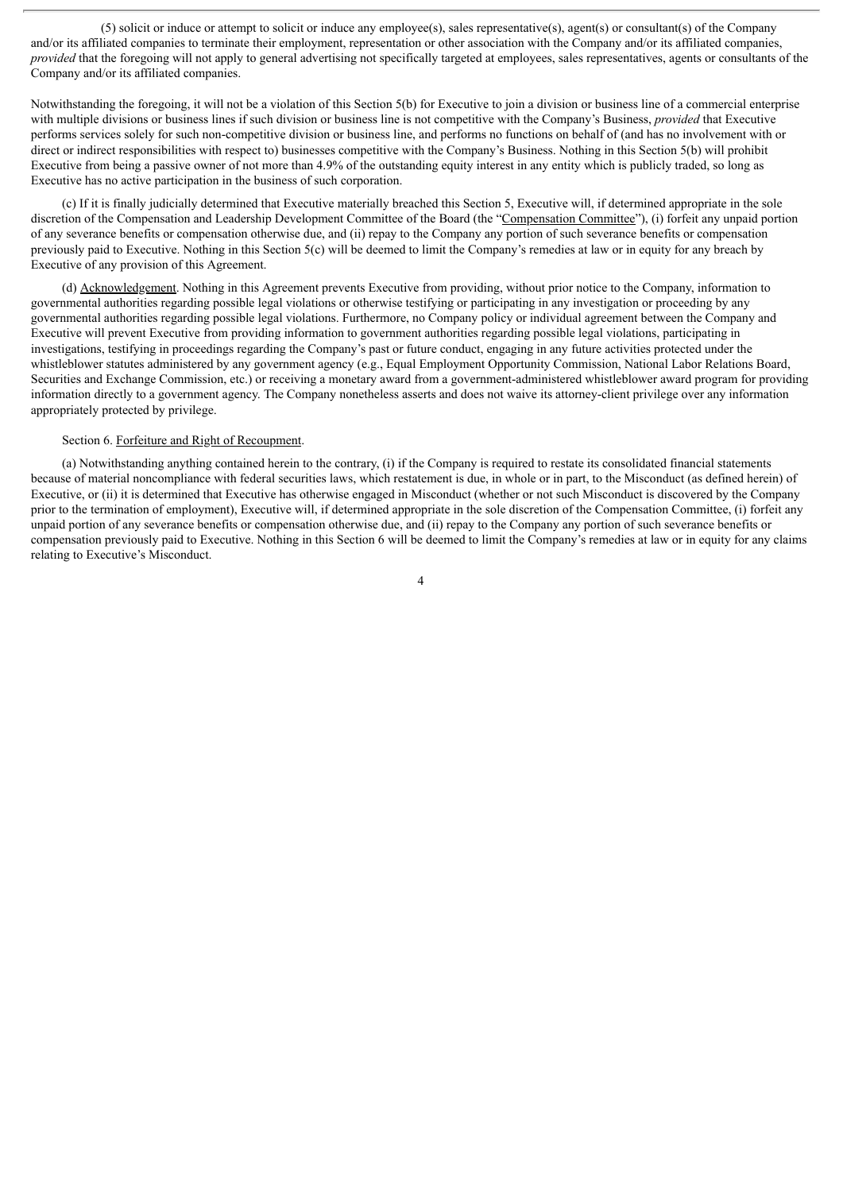(5) solicit or induce or attempt to solicit or induce any employee(s), sales representative(s), agent(s) or consultant(s) of the Company and/or its affiliated companies to terminate their employment, representation or other association with the Company and/or its affiliated companies, *provided* that the foregoing will not apply to general advertising not specifically targeted at employees, sales representatives, agents or consultants of the Company and/or its affiliated companies.

Notwithstanding the foregoing, it will not be a violation of this Section 5(b) for Executive to join a division or business line of a commercial enterprise with multiple divisions or business lines if such division or business line is not competitive with the Company's Business, *provided* that Executive performs services solely for such non-competitive division or business line, and performs no functions on behalf of (and has no involvement with or direct or indirect responsibilities with respect to) businesses competitive with the Company's Business. Nothing in this Section 5(b) will prohibit Executive from being a passive owner of not more than 4.9% of the outstanding equity interest in any entity which is publicly traded, so long as Executive has no active participation in the business of such corporation.

(c) If it is finally judicially determined that Executive materially breached this Section 5, Executive will, if determined appropriate in the sole discretion of the Compensation and Leadership Development Committee of the Board (the "Compensation Committee"), (i) forfeit any unpaid portion of any severance benefits or compensation otherwise due, and (ii) repay to the Company any portion of such severance benefits or compensation previously paid to Executive. Nothing in this Section 5(c) will be deemed to limit the Company's remedies at law or in equity for any breach by Executive of any provision of this Agreement.

(d) Acknowledgement. Nothing in this Agreement prevents Executive from providing, without prior notice to the Company, information to governmental authorities regarding possible legal violations or otherwise testifying or participating in any investigation or proceeding by any governmental authorities regarding possible legal violations. Furthermore, no Company policy or individual agreement between the Company and Executive will prevent Executive from providing information to government authorities regarding possible legal violations, participating in investigations, testifying in proceedings regarding the Company's past or future conduct, engaging in any future activities protected under the whistleblower statutes administered by any government agency (e.g., Equal Employment Opportunity Commission, National Labor Relations Board, Securities and Exchange Commission, etc.) or receiving a monetary award from a government-administered whistleblower award program for providing information directly to a government agency. The Company nonetheless asserts and does not waive its attorney-client privilege over any information appropriately protected by privilege.

Section 6. Forfeiture and Right of Recoupment.

(a) Notwithstanding anything contained herein to the contrary, (i) if the Company is required to restate its consolidated financial statements because of material noncompliance with federal securities laws, which restatement is due, in whole or in part, to the Misconduct (as defined herein) of Executive, or (ii) it is determined that Executive has otherwise engaged in Misconduct (whether or not such Misconduct is discovered by the Company prior to the termination of employment), Executive will, if determined appropriate in the sole discretion of the Compensation Committee, (i) forfeit any unpaid portion of any severance benefits or compensation otherwise due, and (ii) repay to the Company any portion of such severance benefits or compensation previously paid to Executive. Nothing in this Section 6 will be deemed to limit the Company's remedies at law or in equity for any claims relating to Executive's Misconduct.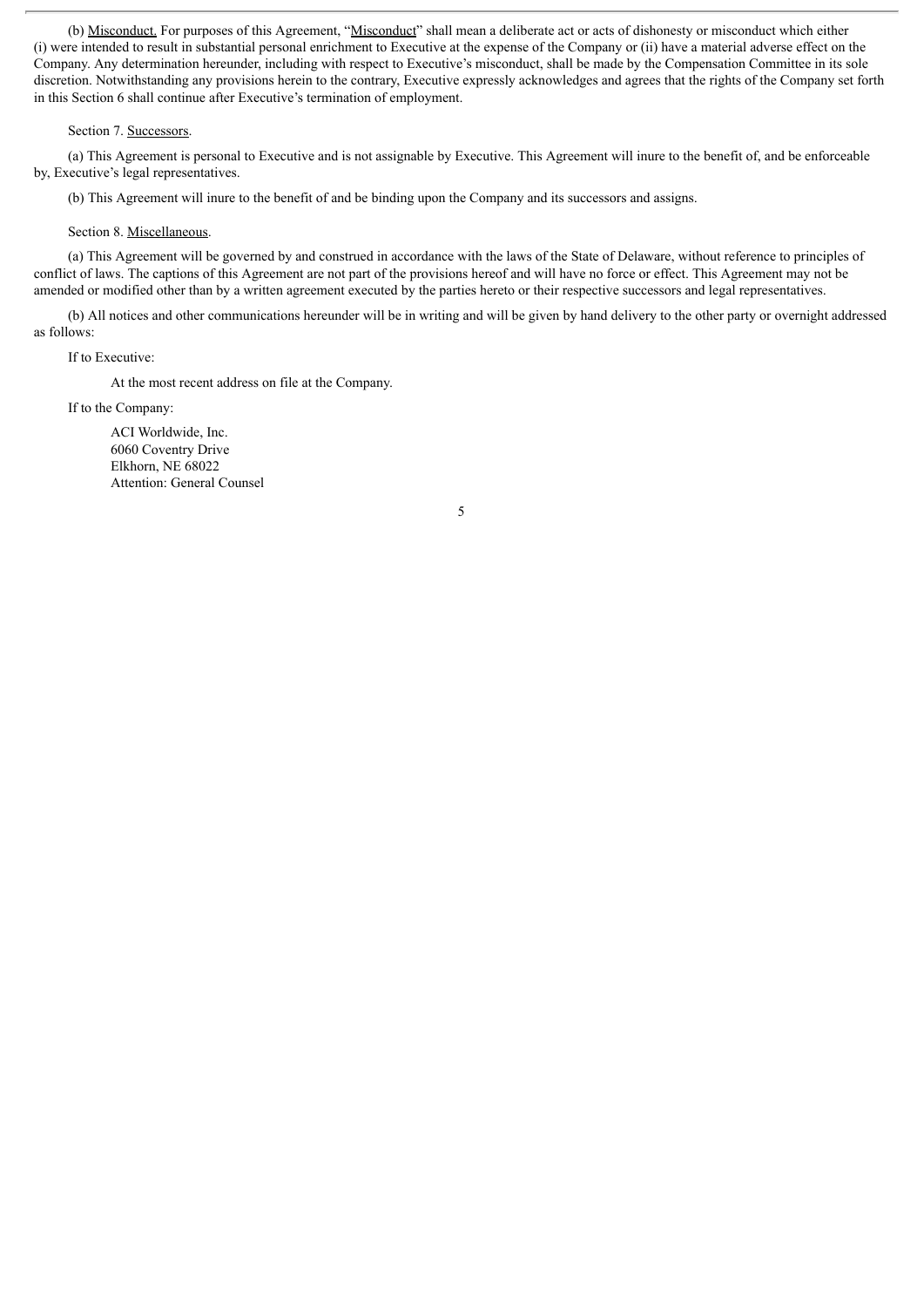(b) Misconduct. For purposes of this Agreement, "Misconduct" shall mean a deliberate act or acts of dishonesty or misconduct which either (i) were intended to result in substantial personal enrichment to Executive at the expense of the Company or (ii) have a material adverse effect on the Company. Any determination hereunder, including with respect to Executive's misconduct, shall be made by the Compensation Committee in its sole discretion. Notwithstanding any provisions herein to the contrary, Executive expressly acknowledges and agrees that the rights of the Company set forth in this Section 6 shall continue after Executive's termination of employment.

Section 7. Successors.

(a) This Agreement is personal to Executive and is not assignable by Executive. This Agreement will inure to the benefit of, and be enforceable by, Executive's legal representatives.

(b) This Agreement will inure to the benefit of and be binding upon the Company and its successors and assigns.

Section 8. Miscellaneous.

(a) This Agreement will be governed by and construed in accordance with the laws of the State of Delaware, without reference to principles of conflict of laws. The captions of this Agreement are not part of the provisions hereof and will have no force or effect. This Agreement may not be amended or modified other than by a written agreement executed by the parties hereto or their respective successors and legal representatives.

(b) All notices and other communications hereunder will be in writing and will be given by hand delivery to the other party or overnight addressed as follows:

If to Executive:

At the most recent address on file at the Company.

If to the Company:

ACI Worldwide, Inc.
6060 Coventry Drive
Elkhorn, NE 68022
Attention: General Counsel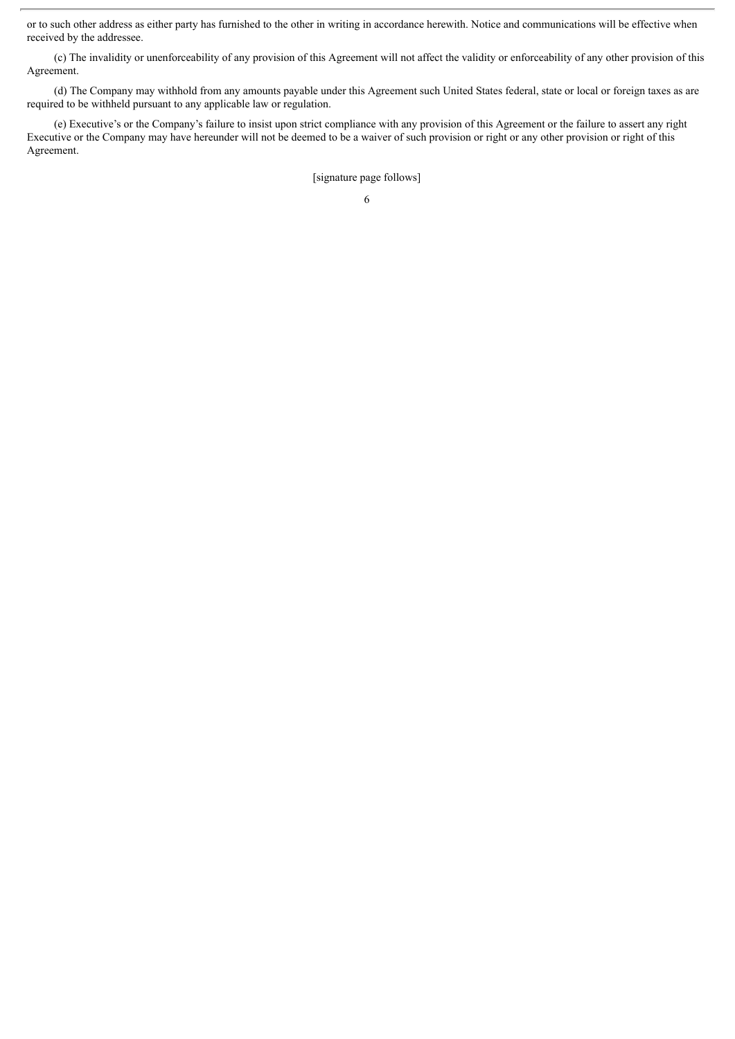or to such other address as either party has furnished to the other in writing in accordance herewith. Notice and communications will be effective when received by the addressee.

(c) The invalidity or unenforceability of any provision of this Agreement will not affect the validity or enforceability of any other provision of this Agreement.

(d) The Company may withhold from any amounts payable under this Agreement such United States federal, state or local or foreign taxes as are required to be withheld pursuant to any applicable law or regulation.

(e) Executive's or the Company's failure to insist upon strict compliance with any provision of this Agreement or the failure to assert any right Executive or the Company may have hereunder will not be deemed to be a waiver of such provision or right or any other provision or right of this Agreement.

[signature page follows]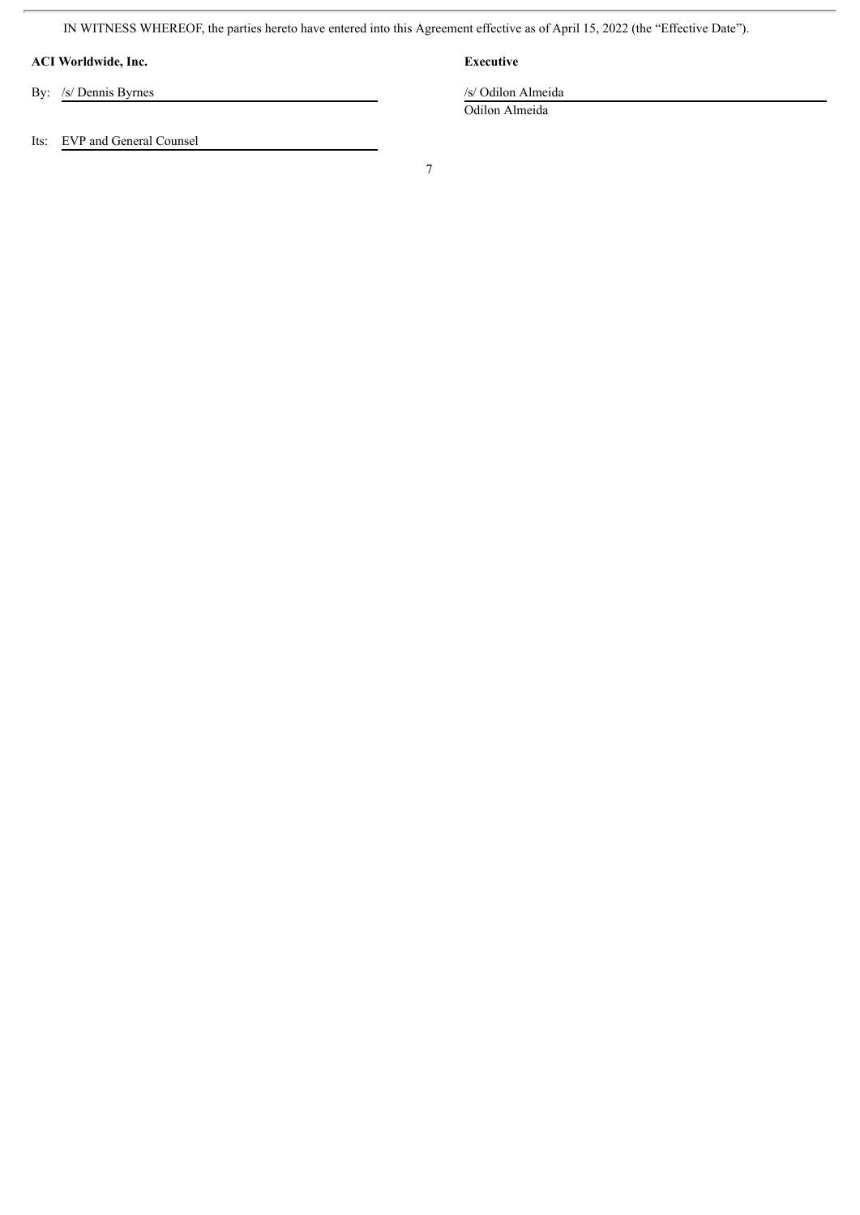IN WITNESS WHEREOF, the parties hereto have entered into this Agreement effective as of April 15, 2022 (the "Effective Date").

| | |
|---|---|
| **ACI Worldwide, Inc.** | **Executive** |
| By: /s/ Dennis Byrnes | /s/ Odilon Almeida |
| | Odilon Almeida |
| Its: EVP and General Counsel | |